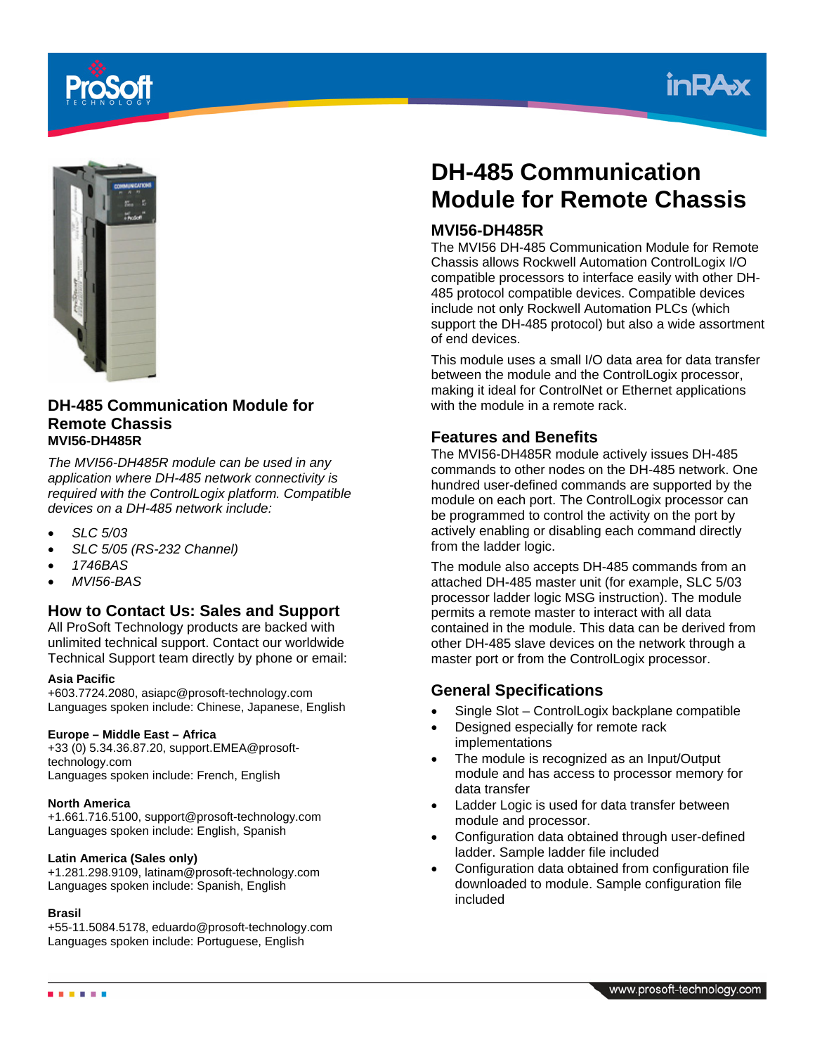## DH-485 Communication Module for Remote Chassis
**MVI56-DH485R**

*The MVI56-DH485R module can be used in any application where DH-485 network connectivity is required with the ControlLogix platform. Compatible devices on a DH-485 network include:*

- *SLC 5/03*
- *SLC 5/05 (RS-232 Channel)*
- *1746BAS*
- *MVI56-BAS*

### How to Contact Us: Sales and Support

All ProSoft Technology products are backed with unlimited technical support. Contact our worldwide Technical Support team directly by phone or email:

**Asia Pacific**
+603.7724.2080, asiapc@prosoft-technology.com
Languages spoken include: Chinese, Japanese, English

**Europe – Middle East – Africa**
+33 (0) 5.34.36.87.20, support.EMEA@prosoft-technology.com
Languages spoken include: French, English

**North America**
+1.661.716.5100, support@prosoft-technology.com
Languages spoken include: English, Spanish

**Latin America (Sales only)**
+1.281.298.9109, latinam@prosoft-technology.com
Languages spoken include: Spanish, English

**Brasil**
+55-11.5084.5178, eduardo@prosoft-technology.com
Languages spoken include: Portuguese, English

# DH-485 Communication Module for Remote Chassis

## MVI56-DH485R

The MVI56 DH-485 Communication Module for Remote Chassis allows Rockwell Automation ControlLogix I/O compatible processors to interface easily with other DH-485 protocol compatible devices. Compatible devices include not only Rockwell Automation PLCs (which support the DH-485 protocol) but also a wide assortment of end devices.

This module uses a small I/O data area for data transfer between the module and the ControlLogix processor, making it ideal for ControlNet or Ethernet applications with the module in a remote rack.

### Features and Benefits

The MVI56-DH485R module actively issues DH-485 commands to other nodes on the DH-485 network. One hundred user-defined commands are supported by the module on each port. The ControlLogix processor can be programmed to control the activity on the port by actively enabling or disabling each command directly from the ladder logic.

The module also accepts DH-485 commands from an attached DH-485 master unit (for example, SLC 5/03 processor ladder logic MSG instruction). The module permits a remote master to interact with all data contained in the module. This data can be derived from other DH-485 slave devices on the network through a master port or from the ControlLogix processor.

### General Specifications

- Single Slot – ControlLogix backplane compatible
- Designed especially for remote rack implementations
- The module is recognized as an Input/Output module and has access to processor memory for data transfer
- Ladder Logic is used for data transfer between module and processor.
- Configuration data obtained through user-defined ladder. Sample ladder file included
- Configuration data obtained from configuration file downloaded to module. Sample configuration file included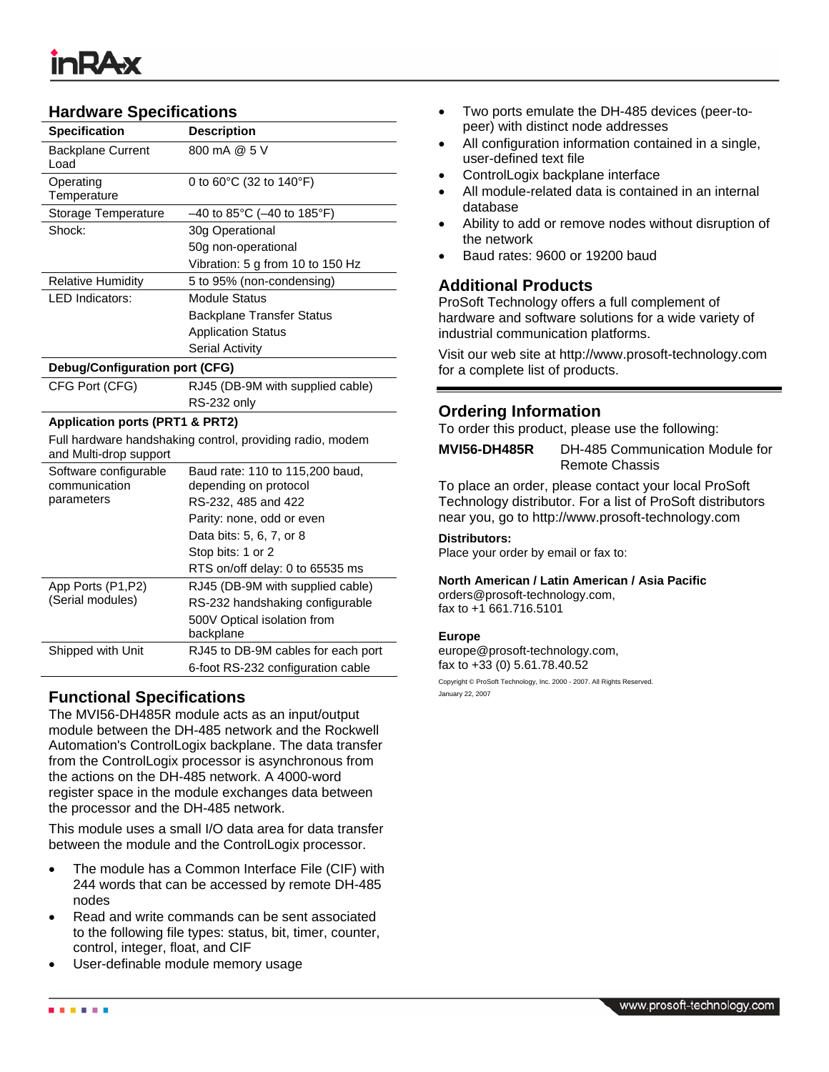## Hardware Specifications

| Specification | Description |
| --- | --- |
| Backplane Current Load | 800 mA @ 5 V |
| Operating Temperature | 0 to 60°C (32 to 140°F) |
| Storage Temperature | –40 to 85°C (–40 to 185°F) |
| Shock: | 30g Operational |
| | 50g non-operational |
| | Vibration: 5 g from 10 to 150 Hz |
| Relative Humidity | 5 to 95% (non-condensing) |
| LED Indicators: | Module Status |
| | Backplane Transfer Status |
| | Application Status |
| | Serial Activity |
| **Debug/Configuration port (CFG)** | |
| CFG Port (CFG) | RJ45 (DB-9M with supplied cable) |
| | RS-232 only |
| **Application ports (PRT1 & PRT2)** | |
| Full hardware handshaking control, providing radio, modem and Multi-drop support | |
| Software configurable communication parameters | Baud rate: 110 to 115,200 baud, depending on protocol |
| | RS-232, 485 and 422 |
| | Parity: none, odd or even |
| | Data bits: 5, 6, 7, or 8 |
| | Stop bits: 1 or 2 |
| | RTS on/off delay: 0 to 65535 ms |
| App Ports (P1,P2) (Serial modules) | RJ45 (DB-9M with supplied cable) |
| | RS-232 handshaking configurable |
| | 500V Optical isolation from backplane |
| Shipped with Unit | RJ45 to DB-9M cables for each port |
| | 6-foot RS-232 configuration cable |

## Functional Specifications

The MVI56-DH485R module acts as an input/output module between the DH-485 network and the Rockwell Automation's ControlLogix backplane. The data transfer from the ControlLogix processor is asynchronous from the actions on the DH-485 network. A 4000-word register space in the module exchanges data between the processor and the DH-485 network.

This module uses a small I/O data area for data transfer between the module and the ControlLogix processor.

- The module has a Common Interface File (CIF) with 244 words that can be accessed by remote DH-485 nodes
- Read and write commands can be sent associated to the following file types: status, bit, timer, counter, control, integer, float, and CIF
- User-definable module memory usage
- Two ports emulate the DH-485 devices (peer-to-peer) with distinct node addresses
- All configuration information contained in a single, user-defined text file
- ControlLogix backplane interface
- All module-related data is contained in an internal database
- Ability to add or remove nodes without disruption of the network
- Baud rates: 9600 or 19200 baud

## Additional Products

ProSoft Technology offers a full complement of hardware and software solutions for a wide variety of industrial communication platforms.

Visit our web site at http://www.prosoft-technology.com for a complete list of products.

## Ordering Information

To order this product, please use the following:

**MVI56-DH485R** DH-485 Communication Module for Remote Chassis

To place an order, please contact your local ProSoft Technology distributor. For a list of ProSoft distributors near you, go to http://www.prosoft-technology.com

**Distributors:**

Place your order by email or fax to:

**North American / Latin American / Asia Pacific**

orders@prosoft-technology.com,
fax to +1 661.716.5101

**Europe**

europe@prosoft-technology.com,
fax to +33 (0) 5.61.78.40.52

Copyright © ProSoft Technology, Inc. 2000 - 2007. All Rights Reserved.
January 22, 2007